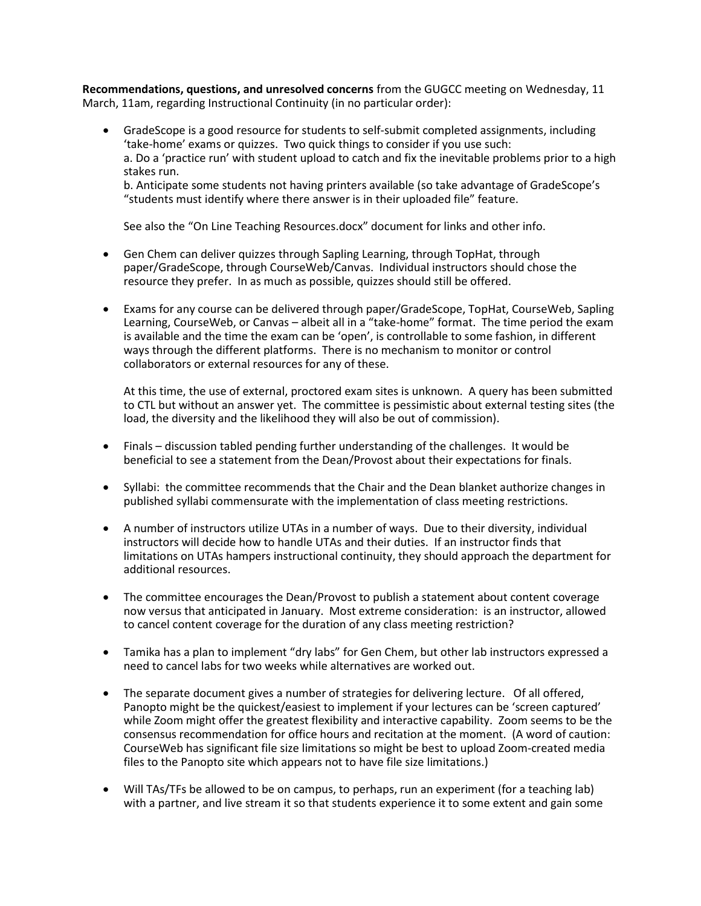**Recommendations, questions, and unresolved concerns** from the GUGCC meeting on Wednesday, 11 March, 11am, regarding Instructional Continuity (in no particular order):

- GradeScope is a good resource for students to self-submit completed assignments, including 'take-home' exams or quizzes. Two quick things to consider if you use such:
  a. Do a 'practice run' with student upload to catch and fix the inevitable problems prior to a high stakes run.
  b. Anticipate some students not having printers available (so take advantage of GradeScope's "students must identify where there answer is in their uploaded file" feature.

  See also the "On Line Teaching Resources.docx" document for links and other info.

- Gen Chem can deliver quizzes through Sapling Learning, through TopHat, through paper/GradeScope, through CourseWeb/Canvas. Individual instructors should chose the resource they prefer. In as much as possible, quizzes should still be offered.

- Exams for any course can be delivered through paper/GradeScope, TopHat, CourseWeb, Sapling Learning, CourseWeb, or Canvas – albeit all in a "take-home" format. The time period the exam is available and the time the exam can be 'open', is controllable to some fashion, in different ways through the different platforms. There is no mechanism to monitor or control collaborators or external resources for any of these.

  At this time, the use of external, proctored exam sites is unknown. A query has been submitted to CTL but without an answer yet. The committee is pessimistic about external testing sites (the load, the diversity and the likelihood they will also be out of commission).

- Finals – discussion tabled pending further understanding of the challenges. It would be beneficial to see a statement from the Dean/Provost about their expectations for finals.

- Syllabi: the committee recommends that the Chair and the Dean blanket authorize changes in published syllabi commensurate with the implementation of class meeting restrictions.

- A number of instructors utilize UTAs in a number of ways. Due to their diversity, individual instructors will decide how to handle UTAs and their duties. If an instructor finds that limitations on UTAs hampers instructional continuity, they should approach the department for additional resources.

- The committee encourages the Dean/Provost to publish a statement about content coverage now versus that anticipated in January. Most extreme consideration: is an instructor, allowed to cancel content coverage for the duration of any class meeting restriction?

- Tamika has a plan to implement "dry labs" for Gen Chem, but other lab instructors expressed a need to cancel labs for two weeks while alternatives are worked out.

- The separate document gives a number of strategies for delivering lecture. Of all offered, Panopto might be the quickest/easiest to implement if your lectures can be 'screen captured' while Zoom might offer the greatest flexibility and interactive capability. Zoom seems to be the consensus recommendation for office hours and recitation at the moment. (A word of caution: CourseWeb has significant file size limitations so might be best to upload Zoom-created media files to the Panopto site which appears not to have file size limitations.)

- Will TAs/TFs be allowed to be on campus, to perhaps, run an experiment (for a teaching lab) with a partner, and live stream it so that students experience it to some extent and gain some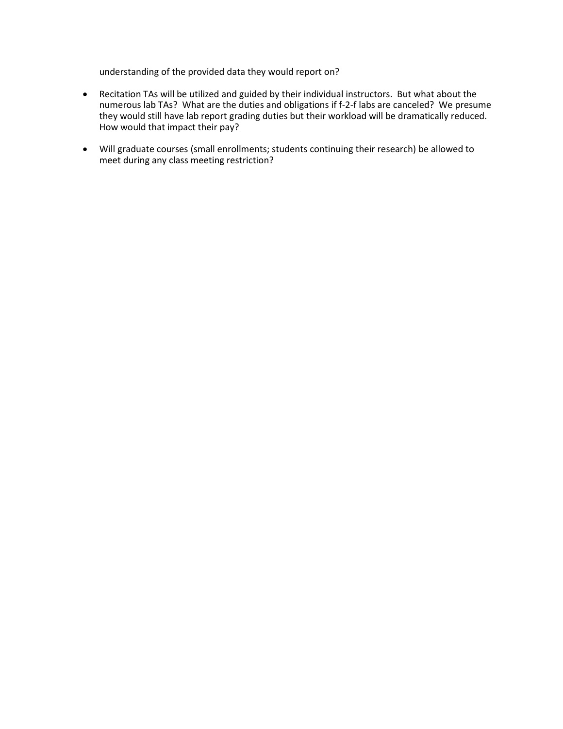understanding of the provided data they would report on?

- Recitation TAs will be utilized and guided by their individual instructors. But what about the numerous lab TAs? What are the duties and obligations if f-2-f labs are canceled? We presume they would still have lab report grading duties but their workload will be dramatically reduced. How would that impact their pay?
- Will graduate courses (small enrollments; students continuing their research) be allowed to meet during any class meeting restriction?